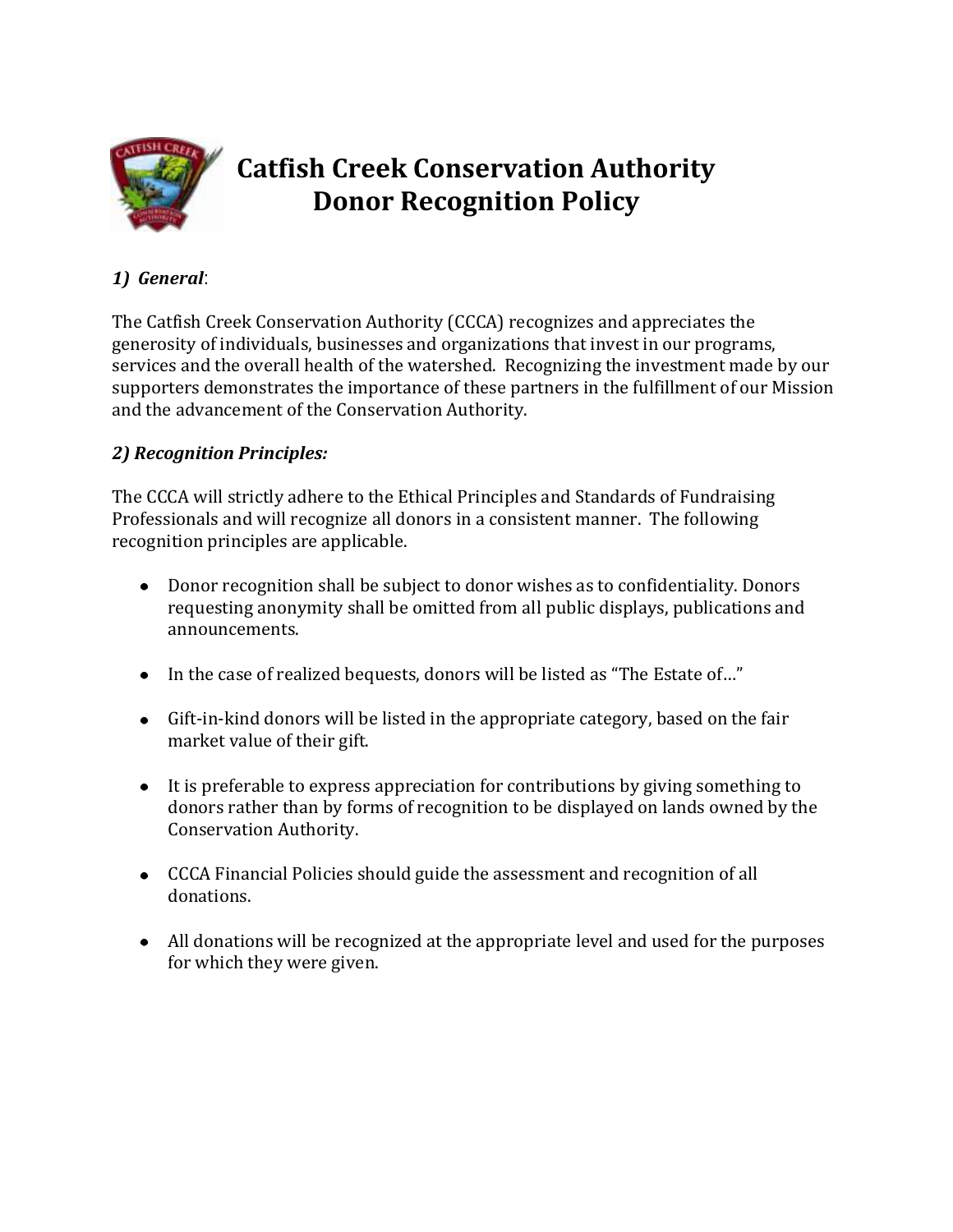# Catfish Creek Conservation Authority
# Donor Recognition Policy

***1) General***:

The Catfish Creek Conservation Authority (CCCA) recognizes and appreciates the generosity of individuals, businesses and organizations that invest in our programs, services and the overall health of the watershed. Recognizing the investment made by our supporters demonstrates the importance of these partners in the fulfillment of our Mission and the advancement of the Conservation Authority.

***2) Recognition Principles:***

The CCCA will strictly adhere to the Ethical Principles and Standards of Fundraising Professionals and will recognize all donors in a consistent manner. The following recognition principles are applicable.

- Donor recognition shall be subject to donor wishes as to confidentiality. Donors requesting anonymity shall be omitted from all public displays, publications and announcements.
- In the case of realized bequests, donors will be listed as "The Estate of…"
- Gift-in-kind donors will be listed in the appropriate category, based on the fair market value of their gift.
- It is preferable to express appreciation for contributions by giving something to donors rather than by forms of recognition to be displayed on lands owned by the Conservation Authority.
- CCCA Financial Policies should guide the assessment and recognition of all donations.
- All donations will be recognized at the appropriate level and used for the purposes for which they were given.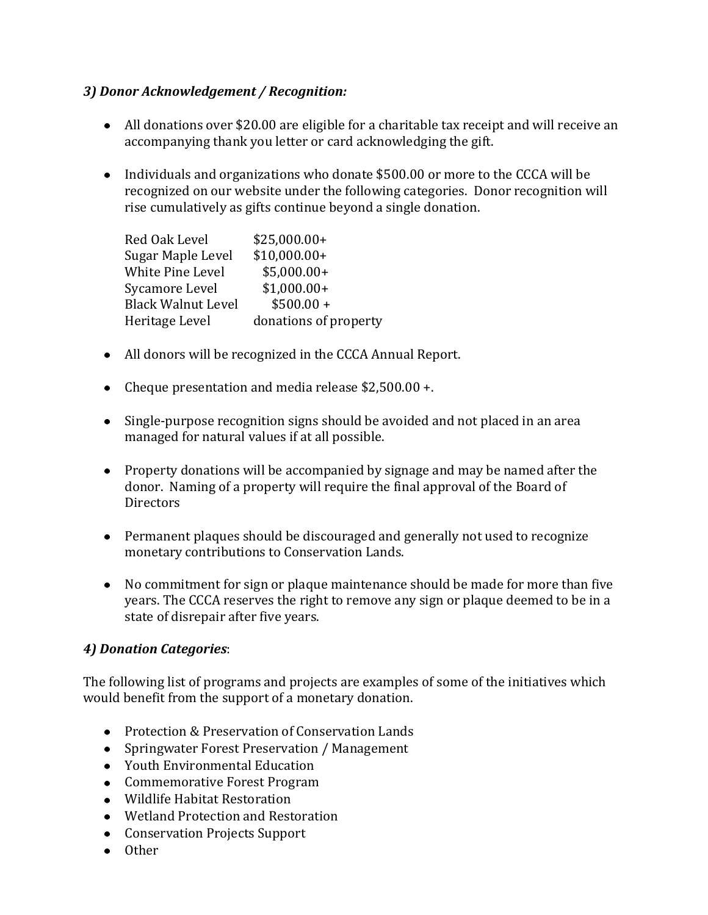### *3) Donor Acknowledgement / Recognition:*

- All donations over $20.00 are eligible for a charitable tax receipt and will receive an accompanying thank you letter or card acknowledging the gift.

- Individuals and organizations who donate $500.00 or more to the CCCA will be recognized on our website under the following categories. Donor recognition will rise cumulatively as gifts continue beyond a single donation.

  | | |
  |---|---|
  | Red Oak Level | $25,000.00+ |
  | Sugar Maple Level | $10,000.00+ |
  | White Pine Level | $5,000.00+ |
  | Sycamore Level | $1,000.00+ |
  | Black Walnut Level | $500.00 + |
  | Heritage Level | donations of property |

- All donors will be recognized in the CCCA Annual Report.

- Cheque presentation and media release $2,500.00 +.

- Single-purpose recognition signs should be avoided and not placed in an area managed for natural values if at all possible.

- Property donations will be accompanied by signage and may be named after the donor. Naming of a property will require the final approval of the Board of Directors

- Permanent plaques should be discouraged and generally not used to recognize monetary contributions to Conservation Lands.

- No commitment for sign or plaque maintenance should be made for more than five years. The CCCA reserves the right to remove any sign or plaque deemed to be in a state of disrepair after five years.

### *4) Donation Categories*:

The following list of programs and projects are examples of some of the initiatives which would benefit from the support of a monetary donation.

- Protection & Preservation of Conservation Lands
- Springwater Forest Preservation / Management
- Youth Environmental Education
- Commemorative Forest Program
- Wildlife Habitat Restoration
- Wetland Protection and Restoration
- Conservation Projects Support
- Other